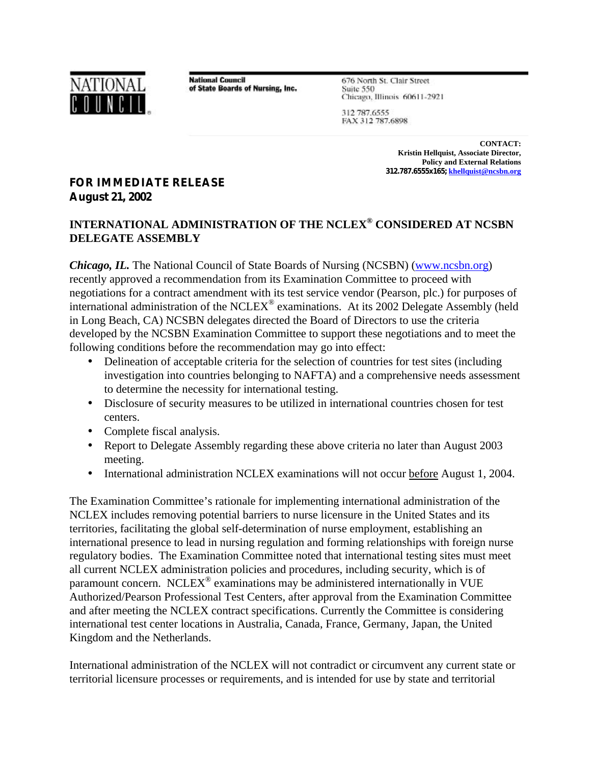NATIONAL COUNCIL

**National Council of State Boards of Nursing, Inc.**

676 North St. Clair Street
Suite 550
Chicago, Illinois 60611-2921

312 787.6555
FAX 312 787.6898

**CONTACT:**
**Kristin Hellquist, Associate Director,**
**Policy and External Relations**
**312.787.6555x165; khellquist@ncsbn.org**

**FOR IMMEDIATE RELEASE**
**August 21, 2002**

## INTERNATIONAL ADMINISTRATION OF THE NCLEX® CONSIDERED AT NCSBN DELEGATE ASSEMBLY

***Chicago, IL.*** The National Council of State Boards of Nursing (NCSBN) (www.ncsbn.org) recently approved a recommendation from its Examination Committee to proceed with negotiations for a contract amendment with its test service vendor (Pearson, plc.) for purposes of international administration of the NCLEX® examinations. At its 2002 Delegate Assembly (held in Long Beach, CA) NCSBN delegates directed the Board of Directors to use the criteria developed by the NCSBN Examination Committee to support these negotiations and to meet the following conditions before the recommendation may go into effect:

- Delineation of acceptable criteria for the selection of countries for test sites (including investigation into countries belonging to NAFTA) and a comprehensive needs assessment to determine the necessity for international testing.
- Disclosure of security measures to be utilized in international countries chosen for test centers.
- Complete fiscal analysis.
- Report to Delegate Assembly regarding these above criteria no later than August 2003 meeting.
- International administration NCLEX examinations will not occur before August 1, 2004.

The Examination Committee's rationale for implementing international administration of the NCLEX includes removing potential barriers to nurse licensure in the United States and its territories, facilitating the global self-determination of nurse employment, establishing an international presence to lead in nursing regulation and forming relationships with foreign nurse regulatory bodies. The Examination Committee noted that international testing sites must meet all current NCLEX administration policies and procedures, including security, which is of paramount concern. NCLEX® examinations may be administered internationally in VUE Authorized/Pearson Professional Test Centers, after approval from the Examination Committee and after meeting the NCLEX contract specifications. Currently the Committee is considering international test center locations in Australia, Canada, France, Germany, Japan, the United Kingdom and the Netherlands.

International administration of the NCLEX will not contradict or circumvent any current state or territorial licensure processes or requirements, and is intended for use by state and territorial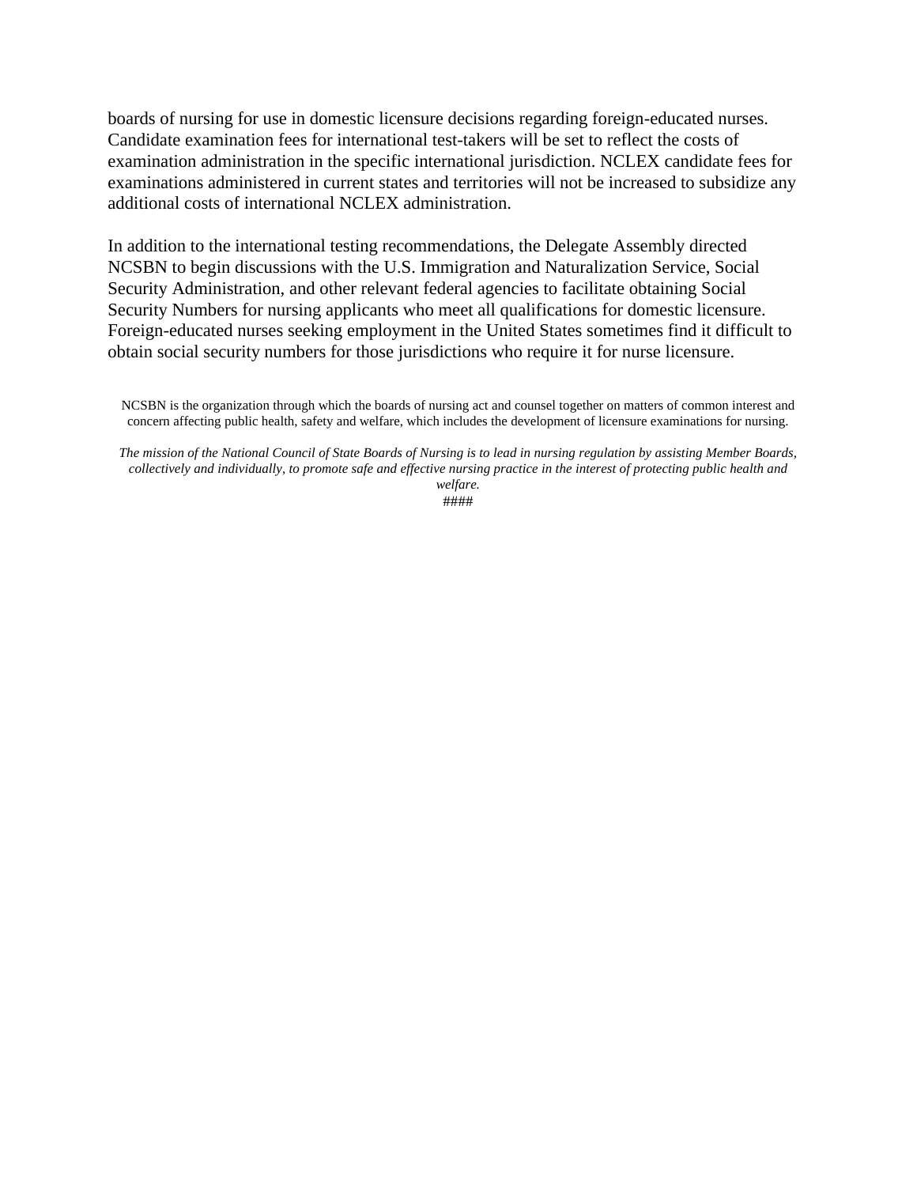boards of nursing for use in domestic licensure decisions regarding foreign-educated nurses. Candidate examination fees for international test-takers will be set to reflect the costs of examination administration in the specific international jurisdiction. NCLEX candidate fees for examinations administered in current states and territories will not be increased to subsidize any additional costs of international NCLEX administration.

In addition to the international testing recommendations, the Delegate Assembly directed NCSBN to begin discussions with the U.S. Immigration and Naturalization Service, Social Security Administration, and other relevant federal agencies to facilitate obtaining Social Security Numbers for nursing applicants who meet all qualifications for domestic licensure. Foreign-educated nurses seeking employment in the United States sometimes find it difficult to obtain social security numbers for those jurisdictions who require it for nurse licensure.

NCSBN is the organization through which the boards of nursing act and counsel together on matters of common interest and concern affecting public health, safety and welfare, which includes the development of licensure examinations for nursing.

*The mission of the National Council of State Boards of Nursing is to lead in nursing regulation by assisting Member Boards, collectively and individually, to promote safe and effective nursing practice in the interest of protecting public health and welfare.*

####